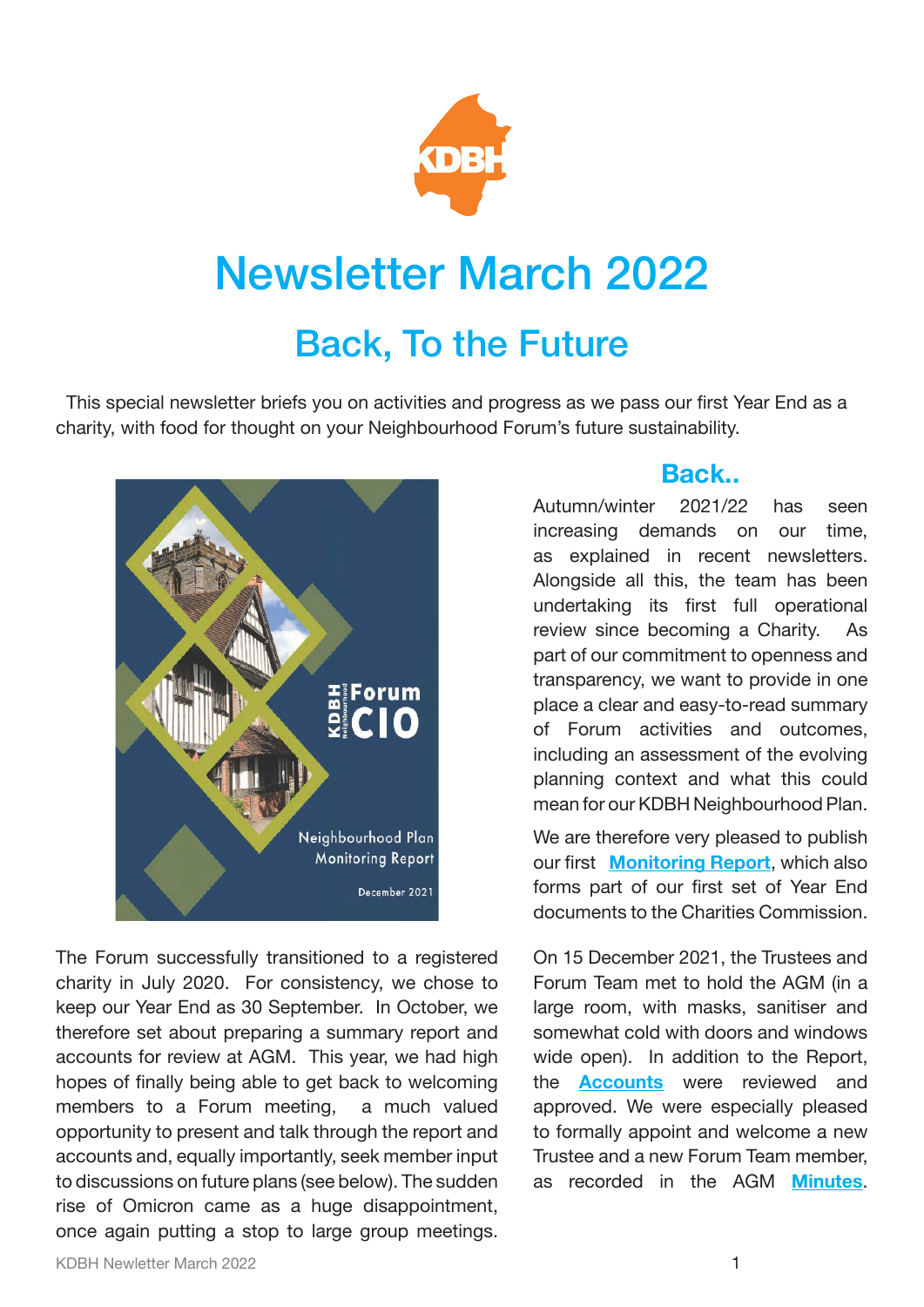# Newsletter March 2022

## Back, To the Future

This special newsletter briefs you on activities and progress as we pass our first Year End as a charity, with food for thought on your Neighbourhood Forum's future sustainability.

### Back..

Autumn/winter 2021/22 has seen increasing demands on our time, as explained in recent newsletters. Alongside all this, the team has been undertaking its first full operational review since becoming a Charity. As part of our commitment to openness and transparency, we want to provide in one place a clear and easy-to-read summary of Forum activities and outcomes, including an assessment of the evolving planning context and what this could mean for our KDBH Neighbourhood Plan.

We are therefore very pleased to publish our first **Monitoring Report**, which also forms part of our first set of Year End documents to the Charities Commission.

The Forum successfully transitioned to a registered charity in July 2020. For consistency, we chose to keep our Year End as 30 September. In October, we therefore set about preparing a summary report and accounts for review at AGM. This year, we had high hopes of finally being able to get back to welcoming members to a Forum meeting, a much valued opportunity to present and talk through the report and accounts and, equally importantly, seek member input to discussions on future plans (see below). The sudden rise of Omicron came as a huge disappointment, once again putting a stop to large group meetings.

On 15 December 2021, the Trustees and Forum Team met to hold the AGM (in a large room, with masks, sanitiser and somewhat cold with doors and windows wide open). In addition to the Report, the **Accounts** were reviewed and approved. We were especially pleased to formally appoint and welcome a new Trustee and a new Forum Team member, as recorded in the AGM **Minutes**.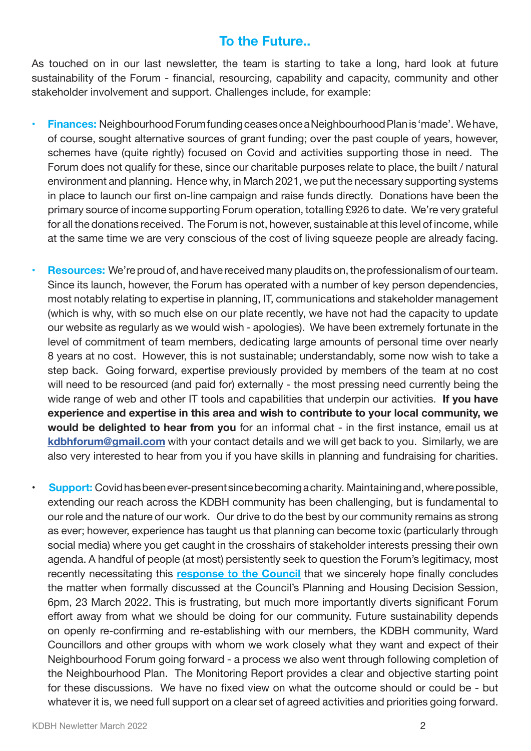## To the Future..

As touched on in our last newsletter, the team is starting to take a long, hard look at future sustainability of the Forum - financial, resourcing, capability and capacity, community and other stakeholder involvement and support. Challenges include, for example:

- **Finances:** Neighbourhood Forum funding ceases once a Neighbourhood Plan is 'made'. We have, of course, sought alternative sources of grant funding; over the past couple of years, however, schemes have (quite rightly) focused on Covid and activities supporting those in need. The Forum does not qualify for these, since our charitable purposes relate to place, the built / natural environment and planning. Hence why, in March 2021, we put the necessary supporting systems in place to launch our first on-line campaign and raise funds directly. Donations have been the primary source of income supporting Forum operation, totalling £926 to date. We're very grateful for all the donations received. The Forum is not, however, sustainable at this level of income, while at the same time we are very conscious of the cost of living squeeze people are already facing.

- **Resources:** We're proud of, and have received many plaudits on, the professionalism of our team. Since its launch, however, the Forum has operated with a number of key person dependencies, most notably relating to expertise in planning, IT, communications and stakeholder management (which is why, with so much else on our plate recently, we have not had the capacity to update our website as regularly as we would wish - apologies). We have been extremely fortunate in the level of commitment of team members, dedicating large amounts of personal time over nearly 8 years at no cost. However, this is not sustainable; understandably, some now wish to take a step back. Going forward, expertise previously provided by members of the team at no cost will need to be resourced (and paid for) externally - the most pressing need currently being the wide range of web and other IT tools and capabilities that underpin our activities. **If you have experience and expertise in this area and wish to contribute to your local community, we would be delighted to hear from you** for an informal chat - in the first instance, email us at **kdbhforum@gmail.com** with your contact details and we will get back to you. Similarly, we are also very interested to hear from you if you have skills in planning and fundraising for charities.

- **Support:** Covid has been ever-present since becoming a charity. Maintaining and, where possible, extending our reach across the KDBH community has been challenging, but is fundamental to our role and the nature of our work. Our drive to do the best by our community remains as strong as ever; however, experience has taught us that planning can become toxic (particularly through social media) where you get caught in the crosshairs of stakeholder interests pressing their own agenda. A handful of people (at most) persistently seek to question the Forum's legitimacy, most recently necessitating this **response to the Council** that we sincerely hope finally concludes the matter when formally discussed at the Council's Planning and Housing Decision Session, 6pm, 23 March 2022. This is frustrating, but much more importantly diverts significant Forum effort away from what we should be doing for our community. Future sustainability depends on openly re-confirming and re-establishing with our members, the KDBH community, Ward Councillors and other groups with whom we work closely what they want and expect of their Neighbourhood Forum going forward - a process we also went through following completion of the Neighbourhood Plan. The Monitoring Report provides a clear and objective starting point for these discussions. We have no fixed view on what the outcome should or could be - but whatever it is, we need full support on a clear set of agreed activities and priorities going forward.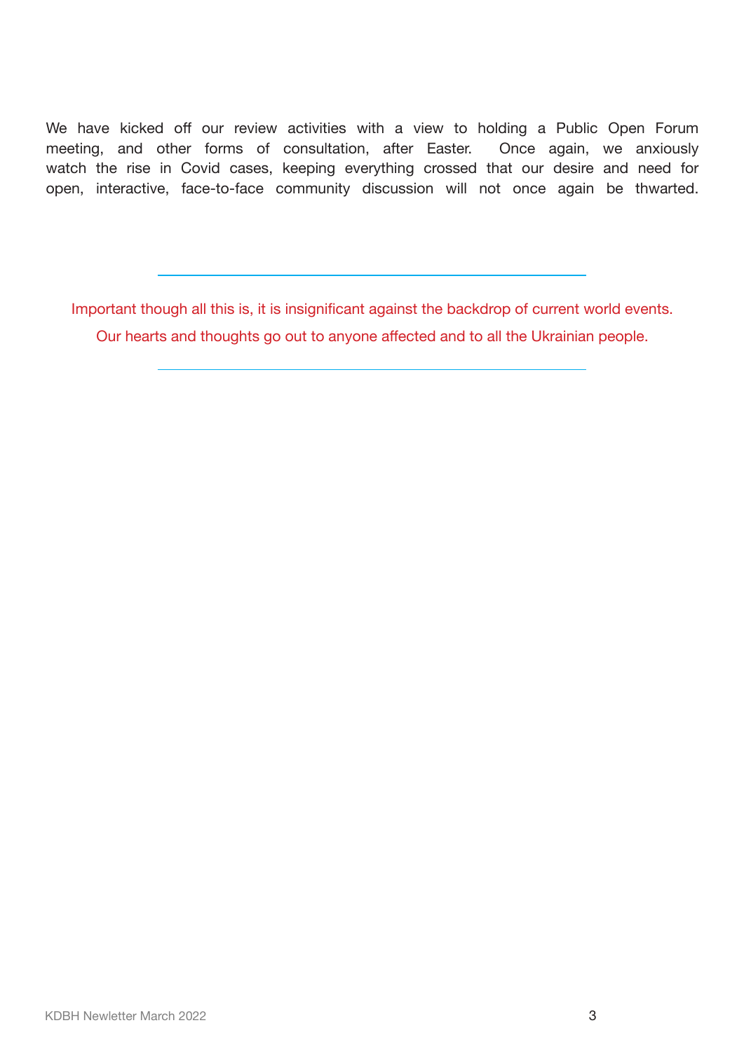We have kicked off our review activities with a view to holding a Public Open Forum meeting, and other forms of consultation, after Easter. Once again, we anxiously watch the rise in Covid cases, keeping everything crossed that our desire and need for open, interactive, face-to-face community discussion will not once again be thwarted.

---

Important though all this is, it is insignificant against the backdrop of current world events.

Our hearts and thoughts go out to anyone affected and to all the Ukrainian people.

---